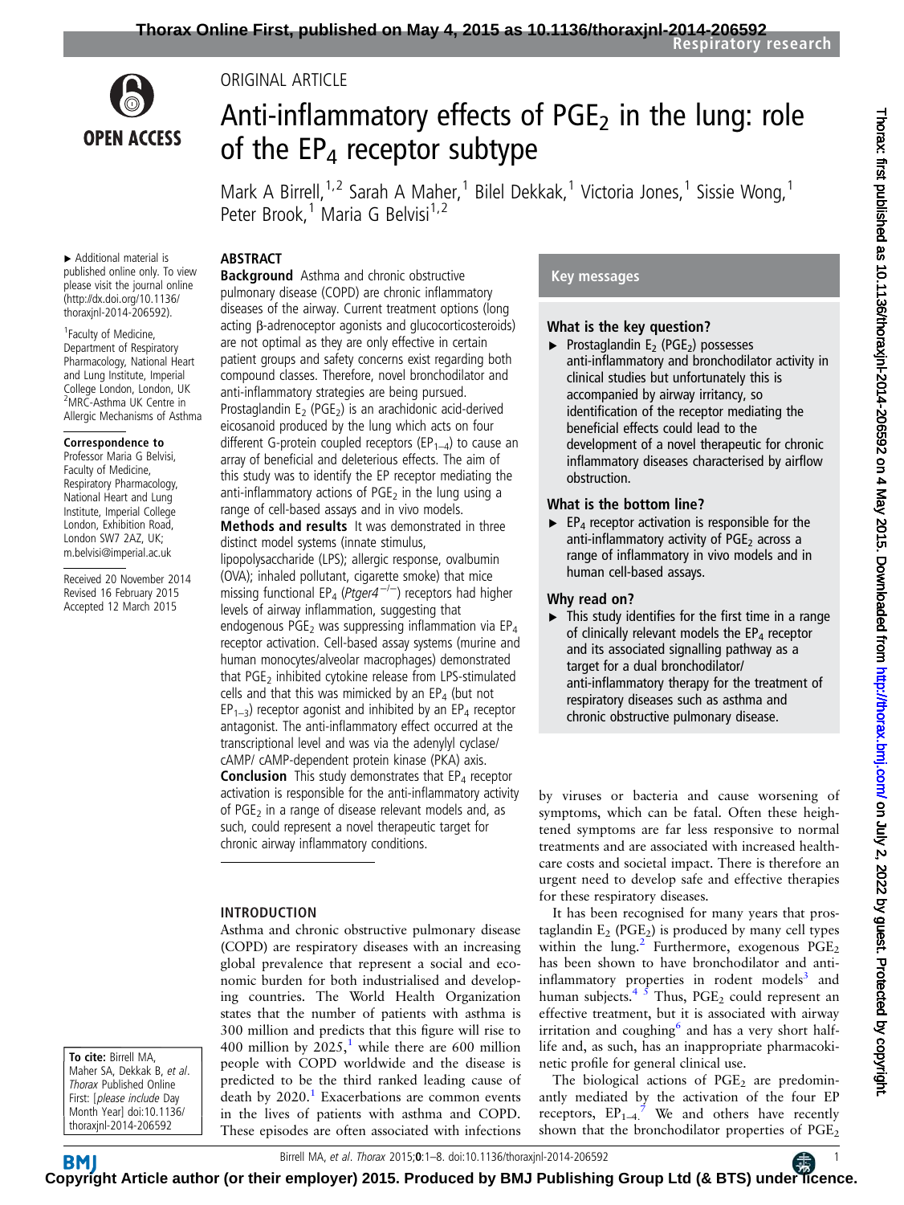ORIGINAL ARTICLE

# Anti-inflammatory effects of $PGE_2$ in the lung: role of the $EP_4$ receptor subtype

Mark A Birrell,[1,2] Sarah A Maher,[1] Bilel Dekkak,[1] Victoria Jones,[1] Sissie Wong,[1] Peter Brook,[1] Maria G Belvisi[1,2]

► Additional material is published online only. To view please visit the journal online (http://dx.doi.org/10.1136/thoraxjnl-2014-206592).

[1]Faculty of Medicine, Department of Respiratory Pharmacology, National Heart and Lung Institute, Imperial College London, London, UK
[2]MRC-Asthma UK Centre in Allergic Mechanisms of Asthma

**Correspondence to**
Professor Maria G Belvisi, Faculty of Medicine, Respiratory Pharmacology, National Heart and Lung Institute, Imperial College London, Exhibition Road, London SW7 2AZ, UK; m.belvisi@imperial.ac.uk

Received 20 November 2014
Revised 16 February 2015
Accepted 12 March 2015

## ABSTRACT

**Background** Asthma and chronic obstructive pulmonary disease (COPD) are chronic inflammatory diseases of the airway. Current treatment options (long acting β-adrenoceptor agonists and glucocorticosteroids) are not optimal as they are only effective in certain patient groups and safety concerns exist regarding both compound classes. Therefore, novel bronchodilator and anti-inflammatory strategies are being pursued. Prostaglandin $E_2$ ($PGE_2$) is an arachidonic acid-derived eicosanoid produced by the lung which acts on four different G-protein coupled receptors ($EP_{1-4}$) to cause an array of beneficial and deleterious effects. The aim of this study was to identify the EP receptor mediating the anti-inflammatory actions of $PGE_2$ in the lung using a range of cell-based assays and in vivo models.

**Methods and results** It was demonstrated in three distinct model systems (innate stimulus, lipopolysaccharide (LPS); allergic response, ovalbumin (OVA); inhaled pollutant, cigarette smoke) that mice missing functional $EP_4$ (*Ptger4*$^{-/-}$) receptors had higher levels of airway inflammation, suggesting that endogenous $PGE_2$ was suppressing inflammation via $EP_4$ receptor activation. Cell-based assay systems (murine and human monocytes/alveolar macrophages) demonstrated that $PGE_2$ inhibited cytokine release from LPS-stimulated cells and that this was mimicked by an $EP_4$ (but not $EP_{1-3}$) receptor agonist and inhibited by an $EP_4$ receptor antagonist. The anti-inflammatory effect occurred at the transcriptional level and was via the adenylyl cyclase/ cAMP/ cAMP-dependent protein kinase (PKA) axis.

**Conclusion** This study demonstrates that $EP_4$ receptor activation is responsible for the anti-inflammatory activity of $PGE_2$ in a range of disease relevant models and, as such, could represent a novel therapeutic target for chronic airway inflammatory conditions.

## Key messages

### What is the key question?

► Prostaglandin $E_2$ ($PGE_2$) possesses anti-inflammatory and bronchodilator activity in clinical studies but unfortunately this is accompanied by airway irritancy, so identification of the receptor mediating the beneficial effects could lead to the development of a novel therapeutic for chronic inflammatory diseases characterised by airflow obstruction.

### What is the bottom line?

► $EP_4$ receptor activation is responsible for the anti-inflammatory activity of $PGE_2$ across a range of inflammatory in vivo models and in human cell-based assays.

### Why read on?

► This study identifies for the first time in a range of clinically relevant models the $EP_4$ receptor and its associated signalling pathway as a target for a dual bronchodilator/ anti-inflammatory therapy for the treatment of respiratory diseases such as asthma and chronic obstructive pulmonary disease.

## INTRODUCTION

Asthma and chronic obstructive pulmonary disease (COPD) are respiratory diseases with an increasing global prevalence that represent a social and economic burden for both industrialised and developing countries. The World Health Organization states that the number of patients with asthma is 300 million and predicts that this figure will rise to 400 million by 2025,[1] while there are 600 million people with COPD worldwide and the disease is predicted to be the third ranked leading cause of death by 2020.[1] Exacerbations are common events in the lives of patients with asthma and COPD. These episodes are often associated with infections by viruses or bacteria and cause worsening of symptoms, which can be fatal. Often these heightened symptoms are far less responsive to normal treatments and are associated with increased healthcare costs and societal impact. There is therefore an urgent need to develop safe and effective therapies for these respiratory diseases.

It has been recognised for many years that prostaglandin $E_2$ ($PGE_2$) is produced by many cell types within the lung.[2] Furthermore, exogenous $PGE_2$ has been shown to have bronchodilator and anti-inflammatory properties in rodent models[3] and human subjects.[4 5] Thus, $PGE_2$ could represent an effective treatment, but it is associated with airway irritation and coughing[6] and has a very short half-life and, as such, has an inappropriate pharmacokinetic profile for general clinical use.

The biological actions of $PGE_2$ are predominantly mediated by the activation of the four EP receptors, $EP_{1-4}$.[7] We and others have recently shown that the bronchodilator properties of $PGE_2$

**To cite:** Birrell MA, Maher SA, Dekkak B, *et al*. *Thorax* Published Online First: [*please include* Day Month Year] doi:10.1136/thoraxjnl-2014-206592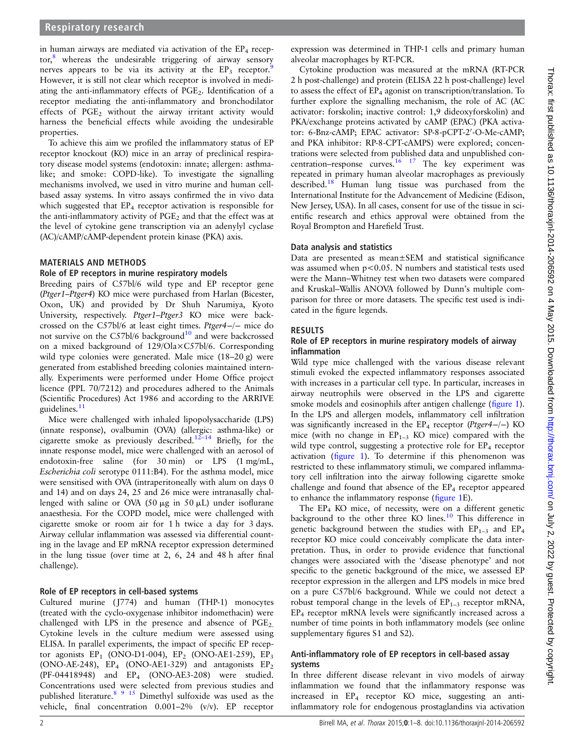in human airways are mediated via activation of the $EP_4$ receptor,[8] whereas the undesirable triggering of airway sensory nerves appears to be via its activity at the $EP_3$ receptor.[9] However, it is still not clear which receptor is involved in mediating the anti-inflammatory effects of $PGE_2$. Identification of a receptor mediating the anti-inflammatory and bronchodilator effects of $PGE_2$ without the airway irritant activity would harness the beneficial effects while avoiding the undesirable properties.

To achieve this aim we profiled the inflammatory status of EP receptor knockout (KO) mice in an array of preclinical respiratory disease model systems (endotoxin: innate; allergen: asthma-like; and smoke: COPD-like). To investigate the signalling mechanisms involved, we used in vitro murine and human cell-based assay systems. In vitro assays confirmed the in vivo data which suggested that $EP_4$ receptor activation is responsible for the anti-inflammatory activity of $PGE_2$ and that the effect was at the level of cytokine gene transcription via an adenylyl cyclase (AC)/cAMP/cAMP-dependent protein kinase (PKA) axis.

## MATERIALS AND METHODS

### Role of EP receptors in murine respiratory models

Breeding pairs of C57bl/6 wild type and EP receptor gene (*Ptger1*–*Ptger4*) KO mice were purchased from Harlan (Bicester, Oxon, UK) and provided by Dr Shuh Narumiya, Kyoto University, respectively. *Ptger1*–*Ptger3* KO mice were backcrossed on the C57bl/6 at least eight times. *Ptger4*−/− mice do not survive on the C57bl/6 background[10] and were backcrossed on a mixed background of 129/Ola×C57bl/6. Corresponding wild type colonies were generated. Male mice (18–20 g) were generated from established breeding colonies maintained internally. Experiments were performed under Home Office project licence (PPL 70/7212) and procedures adhered to the Animals (Scientific Procedures) Act 1986 and according to the ARRIVE guidelines.[11]

Mice were challenged with inhaled lipopolysaccharide (LPS) (innate response), ovalbumin (OVA) (allergic: asthma-like) or cigarette smoke as previously described.[12–14] Briefly, for the innate response model, mice were challenged with an aerosol of endotoxin-free saline (for 30 min) or LPS (1 mg/mL, *Escherichia coli* serotype 0111:B4). For the asthma model, mice were sensitised with OVA (intraperitoneally with alum on days 0 and 14) and on days 24, 25 and 26 mice were intranasally challenged with saline or OVA (50 μg in 50 μL) under isoflurane anaesthesia. For the COPD model, mice were challenged with cigarette smoke or room air for 1 h twice a day for 3 days. Airway cellular inflammation was assessed via differential counting in the lavage and EP mRNA receptor expression determined in the lung tissue (over time at 2, 6, 24 and 48 h after final challenge).

### Role of EP receptors in cell-based systems

Cultured murine (J774) and human (THP-1) monocytes (treated with the cyclo-oxygenase inhibitor indomethacin) were challenged with LPS in the presence and absence of $PGE_2$. Cytokine levels in the culture medium were assessed using ELISA. In parallel experiments, the impact of specific EP receptor agonists $EP_1$ (ONO-D1-004), $EP_2$ (ONO-AE1-259), $EP_3$ (ONO-AE-248), $EP_4$ (ONO-AE1-329) and antagonists $EP_2$ (PF-04418948) and $EP_4$ (ONO-AE3-208) were studied. Concentrations used were selected from previous studies and published literature.[8 9 15] Dimethyl sulfoxide was used as the vehicle, final concentration 0.001–2% (v/v). EP receptor expression was determined in THP-1 cells and primary human alveolar macrophages by RT-PCR.

Cytokine production was measured at the mRNA (RT-PCR 2 h post-challenge) and protein (ELISA 22 h post-challenge) level to assess the effect of $EP_4$ agonist on transcription/translation. To further explore the signalling mechanism, the role of AC (AC activator: forskolin; inactive control: 1,9 dideoxyforskolin) and PKA/exchange proteins activated by cAMP (EPAC) (PKA activator: 6-Bnz-cAMP; EPAC activator: SP-8-pCPT-2′-O-Me-cAMP; and PKA inhibitor: RP-8-CPT-cAMPS) were explored; concentrations were selected from published data and unpublished concentration–response curves.[16 17] The key experiment was repeated in primary human alveolar macrophages as previously described.[18] Human lung tissue was purchased from the International Institute for the Advancement of Medicine (Edison, New Jersey, USA). In all cases, consent for use of the tissue in scientific research and ethics approval were obtained from the Royal Brompton and Harefield Trust.

### Data analysis and statistics

Data are presented as mean±SEM and statistical significance was assumed when $p<0.05$. N numbers and statistical tests used were the Mann–Whitney test when two datasets were compared and Kruskal–Wallis ANOVA followed by Dunn's multiple comparison for three or more datasets. The specific test used is indicated in the figure legends.

## RESULTS

### Role of EP receptors in murine respiratory models of airway inflammation

Wild type mice challenged with the various disease relevant stimuli evoked the expected inflammatory responses associated with increases in a particular cell type. In particular, increases in airway neutrophils were observed in the LPS and cigarette smoke models and eosinophils after antigen challenge (figure 1). In the LPS and allergen models, inflammatory cell infiltration was significantly increased in the $EP_4$ receptor (*Ptger4*−/−) KO mice (with no change in $EP_{1–3}$ KO mice) compared with the wild type control, suggesting a protective role for $EP_4$ receptor activation (figure 1). To determine if this phenomenon was restricted to these inflammatory stimuli, we compared inflammatory cell infiltration into the airway following cigarette smoke challenge and found that absence of the $EP_4$ receptor appeared to enhance the inflammatory response (figure 1E).

The $EP_4$ KO mice, of necessity, were on a different genetic background to the other three KO lines.[10] This difference in genetic background between the studies with $EP_{1–3}$ and $EP_4$ receptor KO mice could conceivably complicate the data interpretation. Thus, in order to provide evidence that functional changes were associated with the 'disease phenotype' and not specific to the genetic background of the mice, we assessed EP receptor expression in the allergen and LPS models in mice bred on a pure C57bl/6 background. While we could not detect a robust temporal change in the levels of $EP_{1–3}$ receptor mRNA, $EP_4$ receptor mRNA levels were significantly increased across a number of time points in both inflammatory models (see online supplementary figures S1 and S2).

### Anti-inflammatory role of EP receptors in cell-based assay systems

In three different disease relevant in vivo models of airway inflammation we found that the inflammatory response was increased in $EP_4$ receptor KO mice, suggesting an anti-inflammatory role for endogenous prostaglandins via activation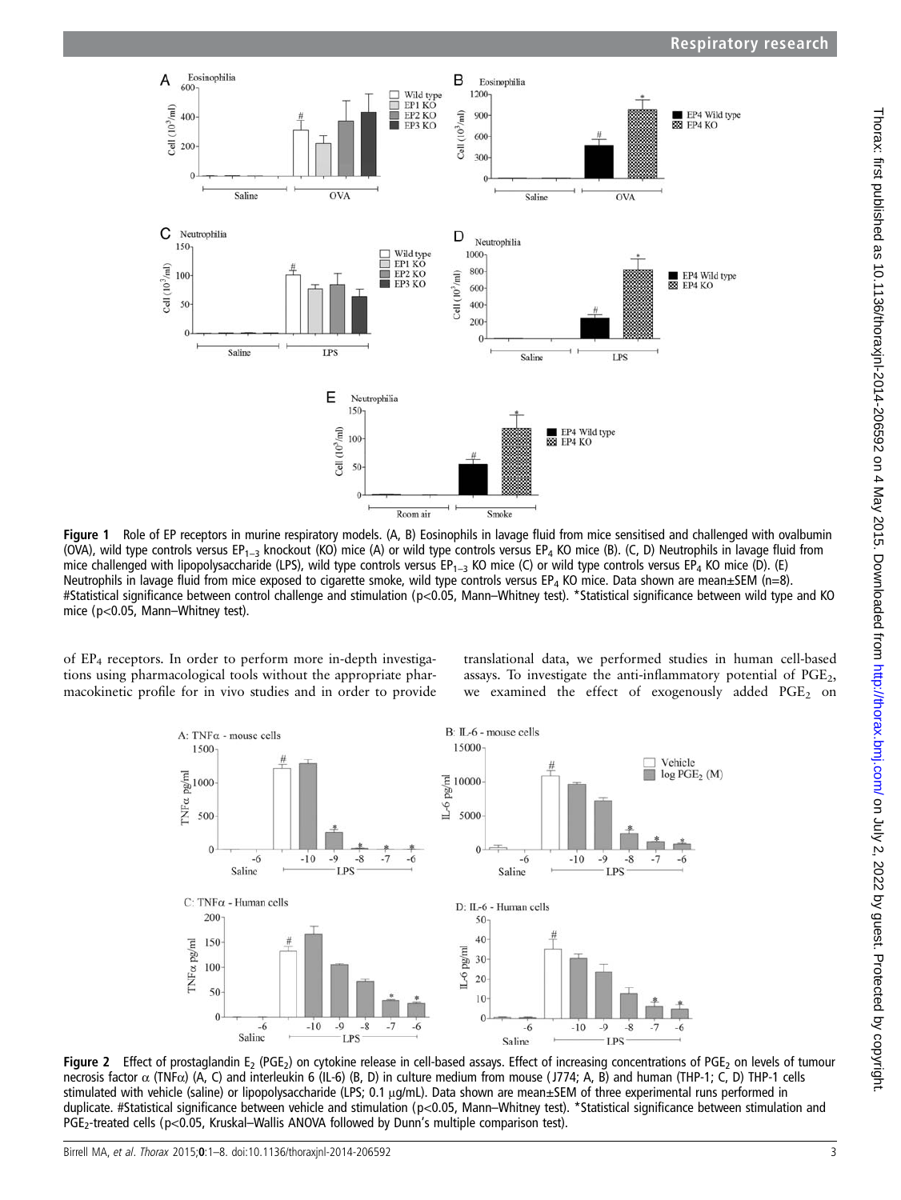Figure 1 Role of EP receptors in murine respiratory models. (A, B) Eosinophils in lavage fluid from mice sensitised and challenged with ovalbumin (OVA), wild type controls versus $EP_{1-3}$ knockout (KO) mice (A) or wild type controls versus $EP_4$ KO mice (B). (C, D) Neutrophils in lavage fluid from mice challenged with lipopolysaccharide (LPS), wild type controls versus $EP_{1-3}$ KO mice (C) or wild type controls versus $EP_4$ KO mice (D). (E) Neutrophils in lavage fluid from mice exposed to cigarette smoke, wild type controls versus $EP_4$ KO mice. Data shown are mean±SEM (n=8). #Statistical significance between control challenge and stimulation (p<0.05, Mann–Whitney test). *Statistical significance between wild type and KO mice (p<0.05, Mann–Whitney test).

of $EP_4$ receptors. In order to perform more in-depth investigations using pharmacological tools without the appropriate pharmacokinetic profile for in vivo studies and in order to provide translational data, we performed studies in human cell-based assays. To investigate the anti-inflammatory potential of $PGE_2$, we examined the effect of exogenously added $PGE_2$ on

Figure 2 Effect of prostaglandin $E_2$ ($PGE_2$) on cytokine release in cell-based assays. Effect of increasing concentrations of $PGE_2$ on levels of tumour necrosis factor α (TNFα) (A, C) and interleukin 6 (IL-6) (B, D) in culture medium from mouse (J774; A, B) and human (THP-1; C, D) THP-1 cells stimulated with vehicle (saline) or lipopolysaccharide (LPS; 0.1 μg/mL). Data shown are mean±SEM of three experimental runs performed in duplicate. #Statistical significance between vehicle and stimulation (p<0.05, Mann–Whitney test). *Statistical significance between stimulation and $PGE_2$-treated cells (p<0.05, Kruskal–Wallis ANOVA followed by Dunn's multiple comparison test).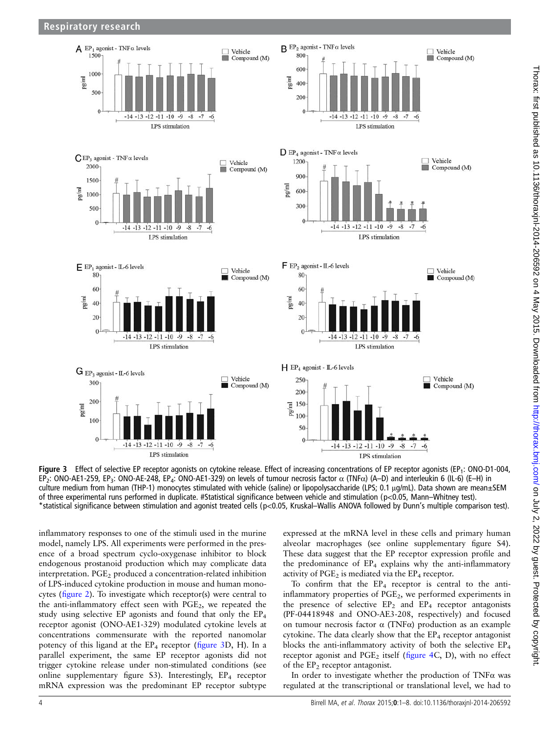**Figure 3** Effect of selective EP receptor agonists on cytokine release. Effect of increasing concentrations of EP receptor agonists ($EP_1$: ONO-D1-004, $EP_2$: ONO-AE1-259, $EP_3$: ONO-AE-248, $EP_4$: ONO-AE1-329) on levels of tumour necrosis factor α (TNFα) (A–D) and interleukin 6 (IL-6) (E–H) in culture medium from human (THP-1) monocytes stimulated with vehicle (saline) or lipopolysaccharide (LPS; 0.1 μg/mL). Data shown are mean±SEM of three experimental runs performed in duplicate. #Statistical significance between vehicle and stimulation ($p<0.05$, Mann–Whitney test). *statistical significance between stimulation and agonist treated cells ($p<0.05$, Kruskal–Wallis ANOVA followed by Dunn's multiple comparison test).

inflammatory responses to one of the stimuli used in the murine model, namely LPS. All experiments were performed in the presence of a broad spectrum cyclo-oxygenase inhibitor to block endogenous prostanoid production which may complicate data interpretation. $PGE_2$ produced a concentration-related inhibition of LPS-induced cytokine production in mouse and human monocytes (figure 2). To investigate which receptor(s) were central to the anti-inflammatory effect seen with $PGE_2$, we repeated the study using selective EP agonists and found that only the $EP_4$ receptor agonist (ONO-AE1-329) modulated cytokine levels at concentrations commensurate with the reported nanomolar potency of this ligand at the $EP_4$ receptor (figure 3D, H). In a parallel experiment, the same EP receptor agonists did not trigger cytokine release under non-stimulated conditions (see online supplementary figure S3). Interestingly, $EP_4$ receptor mRNA expression was the predominant EP receptor subtype expressed at the mRNA level in these cells and primary human alveolar macrophages (see online supplementary figure S4). These data suggest that the EP receptor expression profile and the predominance of $EP_4$ explains why the anti-inflammatory activity of $PGE_2$ is mediated via the $EP_4$ receptor.

To confirm that the $EP_4$ receptor is central to the anti-inflammatory properties of $PGE_2$, we performed experiments in the presence of selective $EP_2$ and $EP_4$ receptor antagonists (PF-04418948 and ONO-AE3-208, respectively) and focused on tumour necrosis factor α (TNFα) production as an example cytokine. The data clearly show that the $EP_4$ receptor antagonist blocks the anti-inflammatory activity of both the selective $EP_4$ receptor agonist and $PGE_2$ itself (figure 4C, D), with no effect of the $EP_2$ receptor antagonist.

In order to investigate whether the production of TNFα was regulated at the transcriptional or translational level, we had to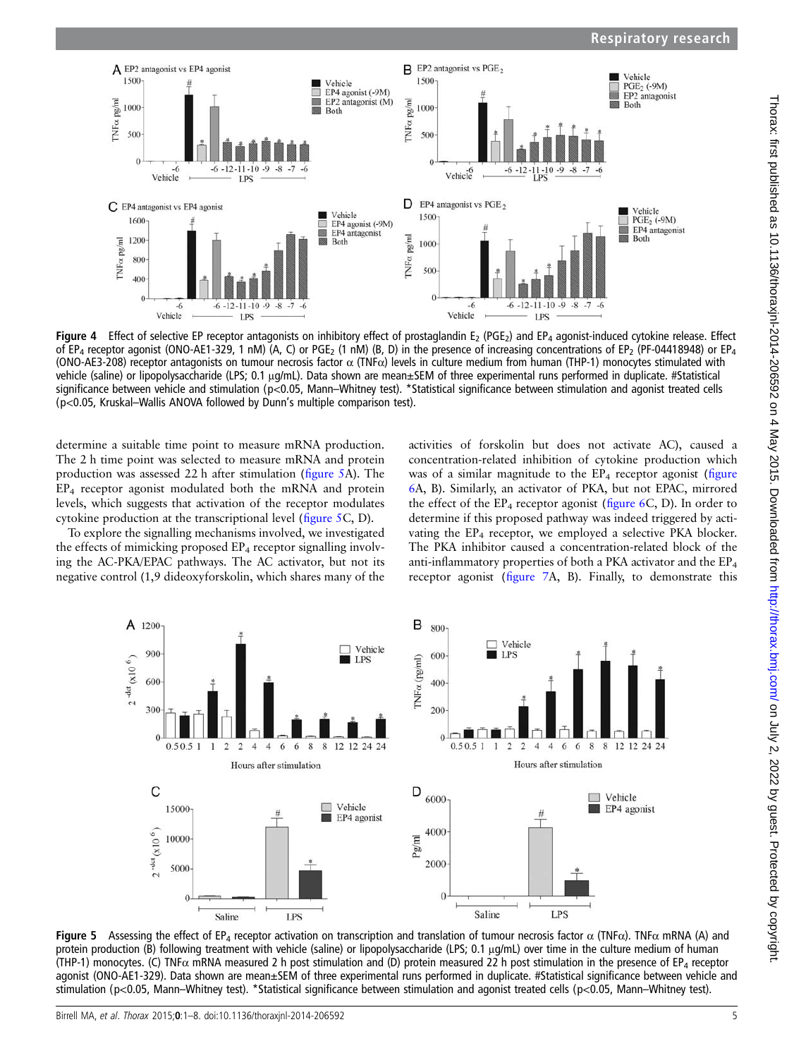**Figure 4** Effect of selective EP receptor antagonists on inhibitory effect of prostaglandin $E_2$ ($PGE_2$) and $EP_4$ agonist-induced cytokine release. Effect of $EP_4$ receptor agonist (ONO-AE1-329, 1 nM) (A, C) or $PGE_2$ (1 nM) (B, D) in the presence of increasing concentrations of $EP_2$ (PF-04418948) or $EP_4$ (ONO-AE3-208) receptor antagonists on tumour necrosis factor α (TNFα) levels in culture medium from human (THP-1) monocytes stimulated with vehicle (saline) or lipopolysaccharide (LPS; 0.1 μg/mL). Data shown are mean±SEM of three experimental runs performed in duplicate. #Statistical significance between vehicle and stimulation ($p<0.05$, Mann–Whitney test). *Statistical significance between stimulation and agonist treated cells ($p<0.05$, Kruskal–Wallis ANOVA followed by Dunn's multiple comparison test).

determine a suitable time point to measure mRNA production. The 2 h time point was selected to measure mRNA and protein production was assessed 22 h after stimulation (figure 5A). The $EP_4$ receptor agonist modulated both the mRNA and protein levels, which suggests that activation of the receptor modulates cytokine production at the transcriptional level (figure 5C, D).

To explore the signalling mechanisms involved, we investigated the effects of mimicking proposed $EP_4$ receptor signalling involving the AC-PKA/EPAC pathways. The AC activator, but not its negative control (1,9 dideoxyforskolin, which shares many of the activities of forskolin but does not activate AC), caused a concentration-related inhibition of cytokine production which was of a similar magnitude to the $EP_4$ receptor agonist (figure 6A, B). Similarly, an activator of PKA, but not EPAC, mirrored the effect of the $EP_4$ receptor agonist (figure 6C, D). In order to determine if this proposed pathway was indeed triggered by activating the $EP_4$ receptor, we employed a selective PKA blocker. The PKA inhibitor caused a concentration-related block of the anti-inflammatory properties of both a PKA activator and the $EP_4$ receptor agonist (figure 7A, B). Finally, to demonstrate this

**Figure 5** Assessing the effect of $EP_4$ receptor activation on transcription and translation of tumour necrosis factor α (TNFα). TNFα mRNA (A) and protein production (B) following treatment with vehicle (saline) or lipopolysaccharide (LPS; 0.1 μg/mL) over time in the culture medium of human (THP-1) monocytes. (C) TNFα mRNA measured 2 h post stimulation and (D) protein measured 22 h post stimulation in the presence of $EP_4$ receptor agonist (ONO-AE1-329). Data shown are mean±SEM of three experimental runs performed in duplicate. #Statistical significance between vehicle and stimulation ($p<0.05$, Mann–Whitney test). *Statistical significance between stimulation and agonist treated cells ($p<0.05$, Mann–Whitney test).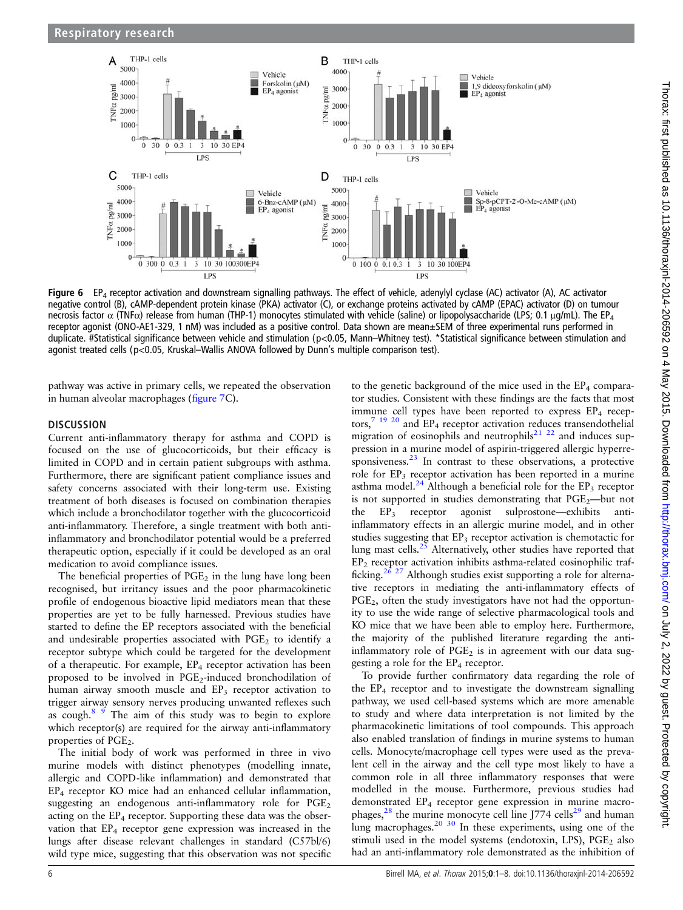**Figure 6** $EP_4$ receptor activation and downstream signalling pathways. The effect of vehicle, adenylyl cyclase (AC) activator (A), AC activator negative control (B), cAMP-dependent protein kinase (PKA) activator (C), or exchange proteins activated by cAMP (EPAC) activator (D) on tumour necrosis factor α (TNFα) release from human (THP-1) monocytes stimulated with vehicle (saline) or lipopolysaccharide (LPS; 0.1 μg/mL). The $EP_4$ receptor agonist (ONO-AE1-329, 1 nM) was included as a positive control. Data shown are mean±SEM of three experimental runs performed in duplicate. #Statistical significance between vehicle and stimulation (p<0.05, Mann–Whitney test). *Statistical significance between stimulation and agonist treated cells (p<0.05, Kruskal–Wallis ANOVA followed by Dunn's multiple comparison test).

pathway was active in primary cells, we repeated the observation in human alveolar macrophages (figure 7C).

## DISCUSSION

Current anti-inflammatory therapy for asthma and COPD is focused on the use of glucocorticoids, but their efficacy is limited in COPD and in certain patient subgroups with asthma. Furthermore, there are significant patient compliance issues and safety concerns associated with their long-term use. Existing treatment of both diseases is focused on combination therapies which include a bronchodilator together with the glucocorticoid anti-inflammatory. Therefore, a single treatment with both anti-inflammatory and bronchodilator potential would be a preferred therapeutic option, especially if it could be developed as an oral medication to avoid compliance issues.

The beneficial properties of $PGE_2$ in the lung have long been recognised, but irritancy issues and the poor pharmacokinetic profile of endogenous bioactive lipid mediators mean that these properties are yet to be fully harnessed. Previous studies have started to define the EP receptors associated with the beneficial and undesirable properties associated with $PGE_2$ to identify a receptor subtype which could be targeted for the development of a therapeutic. For example, $EP_4$ receptor activation has been proposed to be involved in $PGE_2$-induced bronchodilation of human airway smooth muscle and $EP_3$ receptor activation to trigger airway sensory nerves producing unwanted reflexes such as cough.[8 9] The aim of this study was to begin to explore which receptor(s) are required for the airway anti-inflammatory properties of $PGE_2$.

The initial body of work was performed in three in vivo murine models with distinct phenotypes (modelling innate, allergic and COPD-like inflammation) and demonstrated that $EP_4$ receptor KO mice had an enhanced cellular inflammation, suggesting an endogenous anti-inflammatory role for $PGE_2$ acting on the $EP_4$ receptor. Supporting these data was the observation that $EP_4$ receptor gene expression was increased in the lungs after disease relevant challenges in standard (C57bl/6) wild type mice, suggesting that this observation was not specific to the genetic background of the mice used in the $EP_4$ comparator studies. Consistent with these findings are the facts that most immune cell types have been reported to express $EP_4$ receptors,[7 19 20] and $EP_4$ receptor activation reduces transendothelial migration of eosinophils and neutrophils[21 22] and induces suppression in a murine model of aspirin-triggered allergic hyperresponsiveness.[23] In contrast to these observations, a protective role for $EP_3$ receptor activation has been reported in a murine asthma model.[24] Although a beneficial role for the $EP_3$ receptor is not supported in studies demonstrating that $PGE_2$—but not the $EP_3$ receptor agonist sulprostone—exhibits anti-inflammatory effects in an allergic murine model, and in other studies suggesting that $EP_3$ receptor activation is chemotactic for lung mast cells.[25] Alternatively, other studies have reported that $EP_2$ receptor activation inhibits asthma-related eosinophilic trafficking.[26 27] Although studies exist supporting a role for alternative receptors in mediating the anti-inflammatory effects of $PGE_2$, often the study investigators have not had the opportunity to use the wide range of selective pharmacological tools and KO mice that we have been able to employ here. Furthermore, the majority of the published literature regarding the anti-inflammatory role of $PGE_2$ is in agreement with our data suggesting a role for the $EP_4$ receptor.

To provide further confirmatory data regarding the role of the $EP_4$ receptor and to investigate the downstream signalling pathway, we used cell-based systems which are more amenable to study and where data interpretation is not limited by the pharmacokinetic limitations of tool compounds. This approach also enabled translation of findings in murine systems to human cells. Monocyte/macrophage cell types were used as the prevalent cell in the airway and the cell type most likely to have a common role in all three inflammatory responses that were modelled in the mouse. Furthermore, previous studies had demonstrated $EP_4$ receptor gene expression in murine macrophages,[28] the murine monocyte cell line J774 cells[29] and human lung macrophages.[20 30] In these experiments, using one of the stimuli used in the model systems (endotoxin, LPS), $PGE_2$ also had an anti-inflammatory role demonstrated as the inhibition of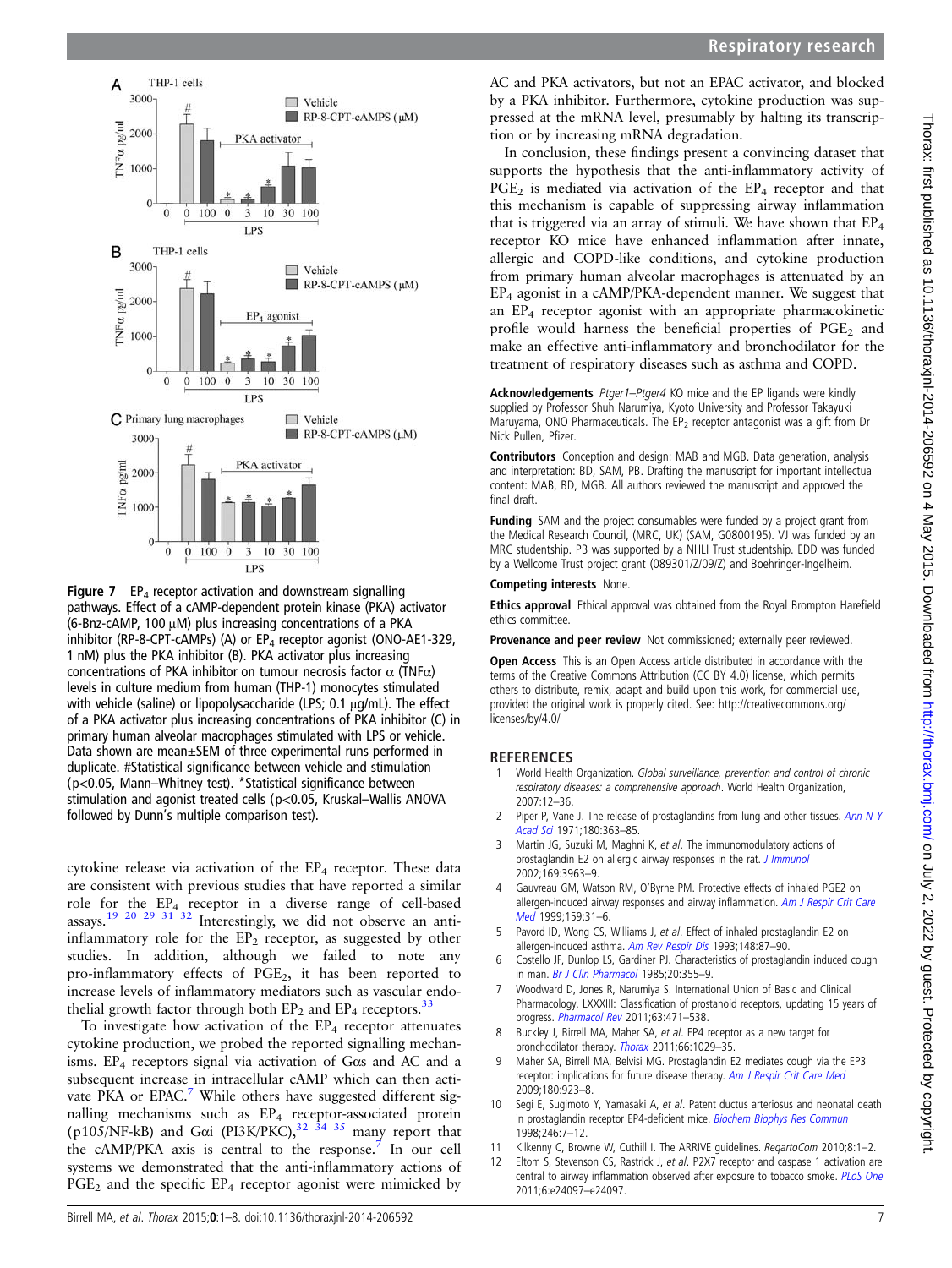Figure 7 $EP_4$ receptor activation and downstream signalling pathways. Effect of a cAMP-dependent protein kinase (PKA) activator (6-Bnz-cAMP, 100 μM) plus increasing concentrations of a PKA inhibitor (RP-8-CPT-cAMPs) (A) or $EP_4$ receptor agonist (ONO-AE1-329, 1 nM) plus the PKA inhibitor (B). PKA activator plus increasing concentrations of PKA inhibitor on tumour necrosis factor α (TNFα) levels in culture medium from human (THP-1) monocytes stimulated with vehicle (saline) or lipopolysaccharide (LPS; 0.1 μg/mL). The effect of a PKA activator plus increasing concentrations of PKA inhibitor (C) in primary human alveolar macrophages stimulated with LPS or vehicle. Data shown are mean±SEM of three experimental runs performed in duplicate. #Statistical significance between vehicle and stimulation ($p<0.05$, Mann–Whitney test). *Statistical significance between stimulation and agonist treated cells ($p<0.05$, Kruskal–Wallis ANOVA followed by Dunn's multiple comparison test).

cytokine release via activation of the $EP_4$ receptor. These data are consistent with previous studies that have reported a similar role for the $EP_4$ receptor in a diverse range of cell-based assays.[19 20 29 31 32] Interestingly, we did not observe an anti-inflammatory role for the $EP_2$ receptor, as suggested by other studies. In addition, although we failed to note any pro-inflammatory effects of $PGE_2$, it has been reported to increase levels of inflammatory mediators such as vascular endothelial growth factor through both $EP_2$ and $EP_4$ receptors.[33]

To investigate how activation of the $EP_4$ receptor attenuates cytokine production, we probed the reported signalling mechanisms. $EP_4$ receptors signal via activation of Gαs and AC and a subsequent increase in intracellular cAMP which can then activate PKA or EPAC.[7] While others have suggested different signalling mechanisms such as $EP_4$ receptor-associated protein (p105/NF-kB) and Gαi (PI3K/PKC),[32 34 35] many report that the cAMP/PKA axis is central to the response.[7] In our cell systems we demonstrated that the anti-inflammatory actions of $PGE_2$ and the specific $EP_4$ receptor agonist were mimicked by AC and PKA activators, but not an EPAC activator, and blocked by a PKA inhibitor. Furthermore, cytokine production was suppressed at the mRNA level, presumably by halting its transcription or by increasing mRNA degradation.

In conclusion, these findings present a convincing dataset that supports the hypothesis that the anti-inflammatory activity of $PGE_2$ is mediated via activation of the $EP_4$ receptor and that this mechanism is capable of suppressing airway inflammation that is triggered via an array of stimuli. We have shown that $EP_4$ receptor KO mice have enhanced inflammation after innate, allergic and COPD-like conditions, and cytokine production from primary human alveolar macrophages is attenuated by an $EP_4$ agonist in a cAMP/PKA-dependent manner. We suggest that an $EP_4$ receptor agonist with an appropriate pharmacokinetic profile would harness the beneficial properties of $PGE_2$ and make an effective anti-inflammatory and bronchodilator for the treatment of respiratory diseases such as asthma and COPD.

**Acknowledgements** *Ptger1–Ptger4* KO mice and the EP ligands were kindly supplied by Professor Shuh Narumiya, Kyoto University and Professor Takayuki Maruyama, ONO Pharmaceuticals. The $EP_2$ receptor antagonist was a gift from Dr Nick Pullen, Pfizer.

**Contributors** Conception and design: MAB and MGB. Data generation, analysis and interpretation: BD, SAM, PB. Drafting the manuscript for important intellectual content: MAB, BD, MGB. All authors reviewed the manuscript and approved the final draft.

**Funding** SAM and the project consumables were funded by a project grant from the Medical Research Council, (MRC, UK) (SAM, G0800195). VJ was funded by an MRC studentship. PB was supported by a NHLI Trust studentship. EDD was funded by a Wellcome Trust project grant (089301/Z/09/Z) and Boehringer-Ingelheim.

**Competing interests** None.

**Ethics approval** Ethical approval was obtained from the Royal Brompton Harefield ethics committee.

**Provenance and peer review** Not commissioned; externally peer reviewed.

**Open Access** This is an Open Access article distributed in accordance with the terms of the Creative Commons Attribution (CC BY 4.0) license, which permits others to distribute, remix, adapt and build upon this work, for commercial use, provided the original work is properly cited. See: http://creativecommons.org/licenses/by/4.0/

## REFERENCES

1. World Health Organization. *Global surveillance, prevention and control of chronic respiratory diseases: a comprehensive approach*. World Health Organization, 2007:12–36.
2. Piper P, Vane J. The release of prostaglandins from lung and other tissues. *Ann N Y Acad Sci* 1971;180:363–85.
3. Martin JG, Suzuki M, Maghni K, *et al*. The immunomodulatory actions of prostaglandin E2 on allergic airway responses in the rat. *J Immunol* 2002;169:3963–9.
4. Gauvreau GM, Watson RM, O'Byrne PM. Protective effects of inhaled PGE2 on allergen-induced airway responses and airway inflammation. *Am J Respir Crit Care Med* 1999;159:31–6.
5. Pavord ID, Wong CS, Williams J, *et al*. Effect of inhaled prostaglandin E2 on allergen-induced asthma. *Am Rev Respir Dis* 1993;148:87–90.
6. Costello JF, Dunlop LS, Gardiner PJ. Characteristics of prostaglandin induced cough in man. *Br J Clin Pharmacol* 1985;20:355–9.
7. Woodward D, Jones R, Narumiya S. International Union of Basic and Clinical Pharmacology. LXXXIII: Classification of prostanoid receptors, updating 15 years of progress. *Pharmacol Rev* 2011;63:471–538.
8. Buckley J, Birrell MA, Maher SA, *et al*. EP4 receptor as a new target for bronchodilator therapy. *Thorax* 2011;66:1029–35.
9. Maher SA, Birrell MA, Belvisi MG. Prostaglandin E2 mediates cough via the EP3 receptor: implications for future disease therapy. *Am J Respir Crit Care Med* 2009;180:923–8.
10. Segi E, Sugimoto Y, Yamasaki A, *et al*. Patent ductus arteriosus and neonatal death in prostaglandin receptor EP4-deficient mice. *Biochem Biophys Res Commun* 1998;246:7–12.
11. Kilkenny C, Browne W, Cuthill I. The ARRIVE guidelines. *RegartoCom* 2010;8:1–2.
12. Eltom S, Stevenson CS, Rastrick J, *et al*. P2X7 receptor and caspase 1 activation are central to airway inflammation observed after exposure to tobacco smoke. *PLoS One* 2011;6:e24097–e24097.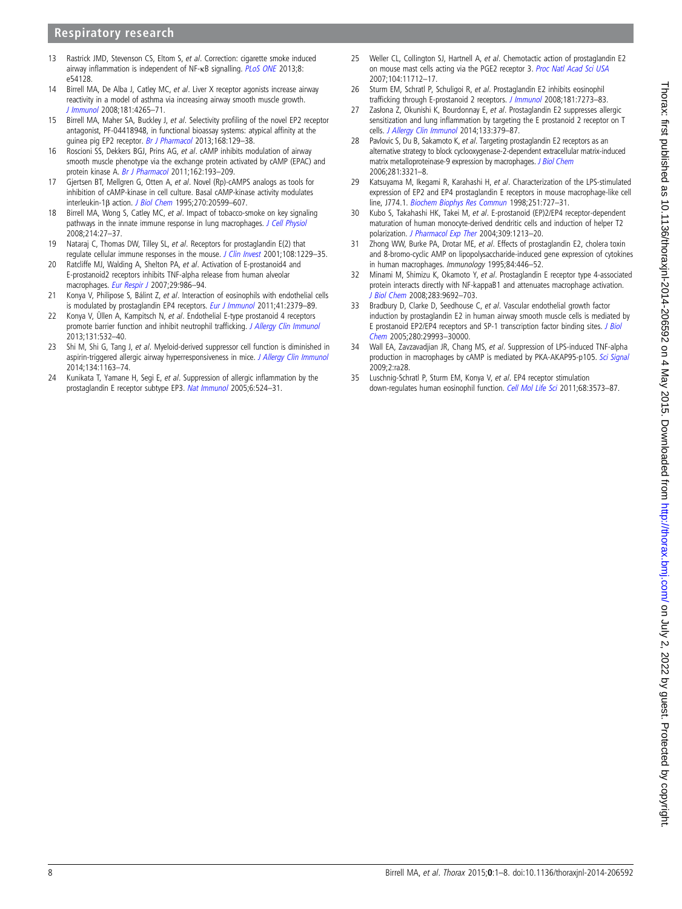13 Rastrick JMD, Stevenson CS, Eltom S, *et al*. Correction: cigarette smoke induced airway inflammation is independent of NF-κB signalling. *PLoS ONE* 2013;8:e54128.
14 Birrell MA, De Alba J, Catley MC, *et al*. Liver X receptor agonists increase airway reactivity in a model of asthma via increasing airway smooth muscle growth. *J Immunol* 2008;181:4265–71.
15 Birrell MA, Maher SA, Buckley J, *et al*. Selectivity profiling of the novel EP2 receptor antagonist, PF-04418948, in functional bioassay systems: atypical affinity at the guinea pig EP2 receptor. *Br J Pharmacol* 2013;168:129–38.
16 Roscioni SS, Dekkers BGJ, Prins AG, *et al*. cAMP inhibits modulation of airway smooth muscle phenotype via the exchange protein activated by cAMP (EPAC) and protein kinase A. *Br J Pharmacol* 2011;162:193–209.
17 Gjertsen BT, Mellgren G, Otten A, *et al*. Novel (Rp)-cAMPS analogs as tools for inhibition of cAMP-kinase in cell culture. Basal cAMP-kinase activity modulates interleukin-1β action. *J Biol Chem* 1995;270:20599–607.
18 Birrell MA, Wong S, Catley MC, *et al*. Impact of tobacco-smoke on key signaling pathways in the innate immune response in lung macrophages. *J Cell Physiol* 2008;214:27–37.
19 Nataraj C, Thomas DW, Tilley SL, *et al*. Receptors for prostaglandin E(2) that regulate cellular immune responses in the mouse. *J Clin Invest* 2001;108:1229–35.
20 Ratcliffe MJ, Walding A, Shelton PA, *et al*. Activation of E-prostanoid4 and E-prostanoid2 receptors inhibits TNF-alpha release from human alveolar macrophages. *Eur Respir J* 2007;29:986–94.
21 Konya V, Philipose S, Bálint Z, *et al*. Interaction of eosinophils with endothelial cells is modulated by prostaglandin EP4 receptors. *Eur J Immunol* 2011;41:2379–89.
22 Konya V, Üllen A, Kampitsch N, *et al*. Endothelial E-type prostanoid 4 receptors promote barrier function and inhibit neutrophil trafficking. *J Allergy Clin Immunol* 2013;131:532–40.
23 Shi M, Shi G, Tang J, *et al*. Myeloid-derived suppressor cell function is diminished in aspirin-triggered allergic airway hyperresponsiveness in mice. *J Allergy Clin Immunol* 2014;134:1163–74.
24 Kunikata T, Yamane H, Segi E, *et al*. Suppression of allergic inflammation by the prostaglandin E receptor subtype EP3. *Nat Immunol* 2005;6:524–31.
25 Weller CL, Collington SJ, Hartnell A, *et al*. Chemotactic action of prostaglandin E2 on mouse mast cells acting via the PGE2 receptor 3. *Proc Natl Acad Sci USA* 2007;104:11712–17.
26 Sturm EM, Schratl P, Schuligoi R, *et al*. Prostaglandin E2 inhibits eosinophil trafficking through E-prostanoid 2 receptors. *J Immunol* 2008;181:7273–83.
27 Zasłona Z, Okunishi K, Bourdonnay E, *et al*. Prostaglandin E2 suppresses allergic sensitization and lung inflammation by targeting the E prostanoid 2 receptor on T cells. *J Allergy Clin Immunol* 2014;133:379–87.
28 Pavlovic S, Du B, Sakamoto K, *et al*. Targeting prostaglandin E2 receptors as an alternative strategy to block cyclooxygenase-2-dependent extracellular matrix-induced matrix metalloproteinase-9 expression by macrophages. *J Biol Chem* 2006;281:3321–8.
29 Katsuyama M, Ikegami R, Karahashi H, *et al*. Characterization of the LPS-stimulated expression of EP2 and EP4 prostaglandin E receptors in mouse macrophage-like cell line, J774.1. *Biochem Biophys Res Commun* 1998;251:727–31.
30 Kubo S, Takahashi HK, Takei M, *et al*. E-prostanoid (EP)2/EP4 receptor-dependent maturation of human monocyte-derived dendritic cells and induction of helper T2 polarization. *J Pharmacol Exp Ther* 2004;309:1213–20.
31 Zhong WW, Burke PA, Drotar ME, *et al*. Effects of prostaglandin E2, cholera toxin and 8-bromo-cyclic AMP on lipopolysaccharide-induced gene expression of cytokines in human macrophages. *Immunology* 1995;84:446–52.
32 Minami M, Shimizu K, Okamoto Y, *et al*. Prostaglandin E receptor type 4-associated protein interacts directly with NF-kappaB1 and attenuates macrophage activation. *J Biol Chem* 2008;283:9692–703.
33 Bradbury D, Clarke D, Seedhouse C, *et al*. Vascular endothelial growth factor induction by prostaglandin E2 in human airway smooth muscle cells is mediated by E prostanoid EP2/EP4 receptors and SP-1 transcription factor binding sites. *J Biol Chem* 2005;280:29993–30000.
34 Wall EA, Zavzavadjian JR, Chang MS, *et al*. Suppression of LPS-induced TNF-alpha production in macrophages by cAMP is mediated by PKA-AKAP95-p105. *Sci Signal* 2009;2:ra28.
35 Luschnig-Schratl P, Sturm EM, Konya V, *et al*. EP4 receptor stimulation down-regulates human eosinophil function. *Cell Mol Life Sci* 2011;68:3573–87.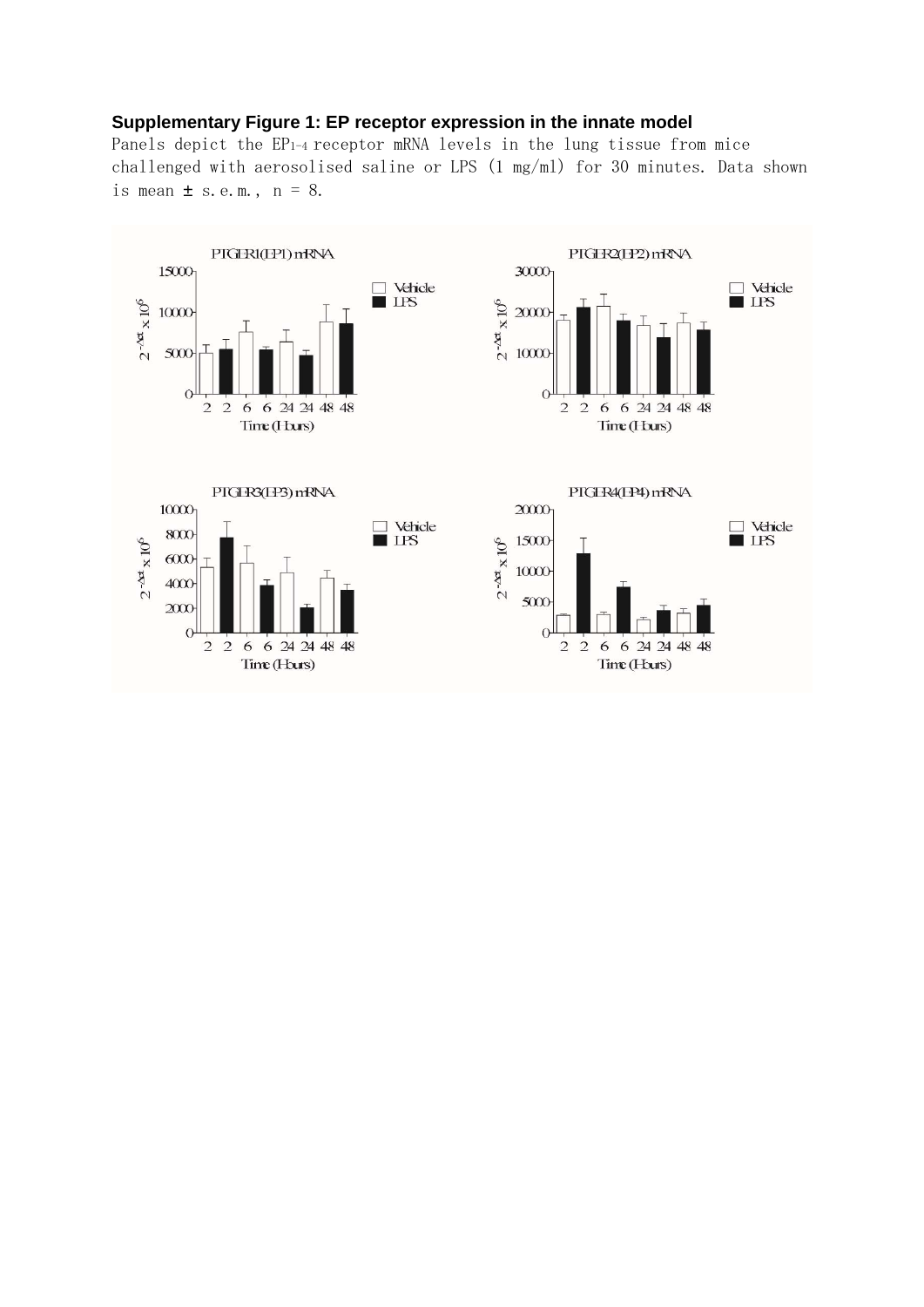**Supplementary Figure 1: EP receptor expression in the innate model**

Panels depict the $EP_{1-4}$ receptor mRNA levels in the lung tissue from mice challenged with aerosolised saline or LPS (1 mg/ml) for 30 minutes. Data shown is mean ± s.e.m., n = 8.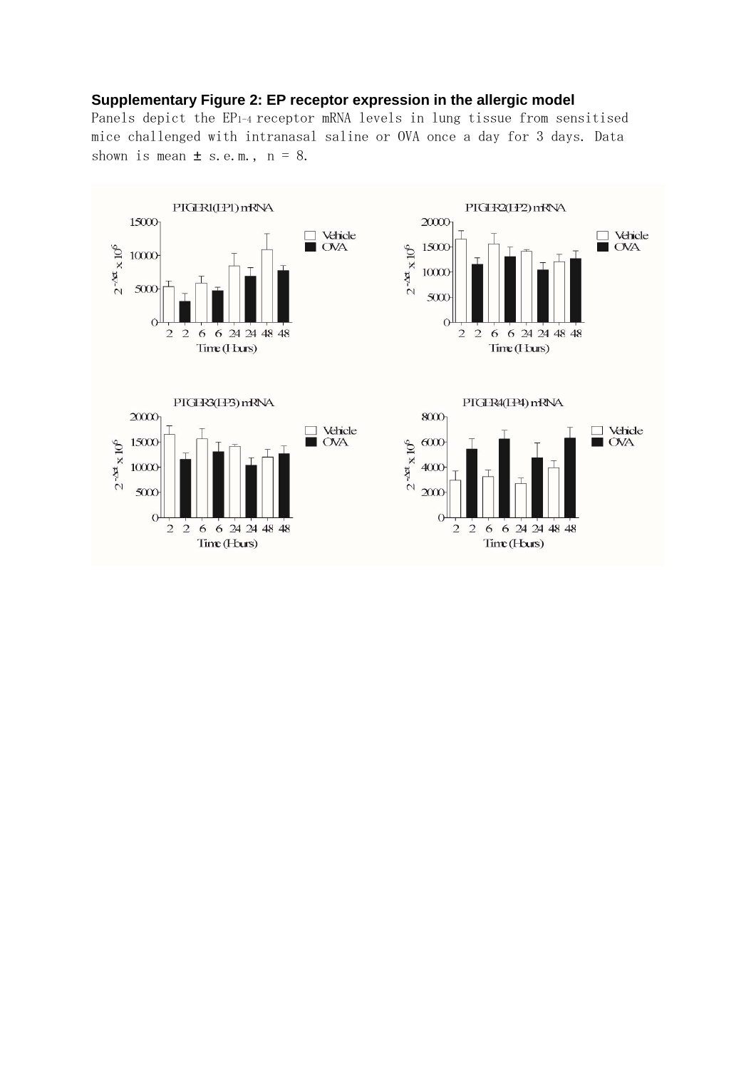**Supplementary Figure 2: EP receptor expression in the allergic model**

Panels depict the $EP_{1-4}$ receptor mRNA levels in lung tissue from sensitised mice challenged with intranasal saline or OVA once a day for 3 days. Data shown is mean ± s.e.m., n = 8.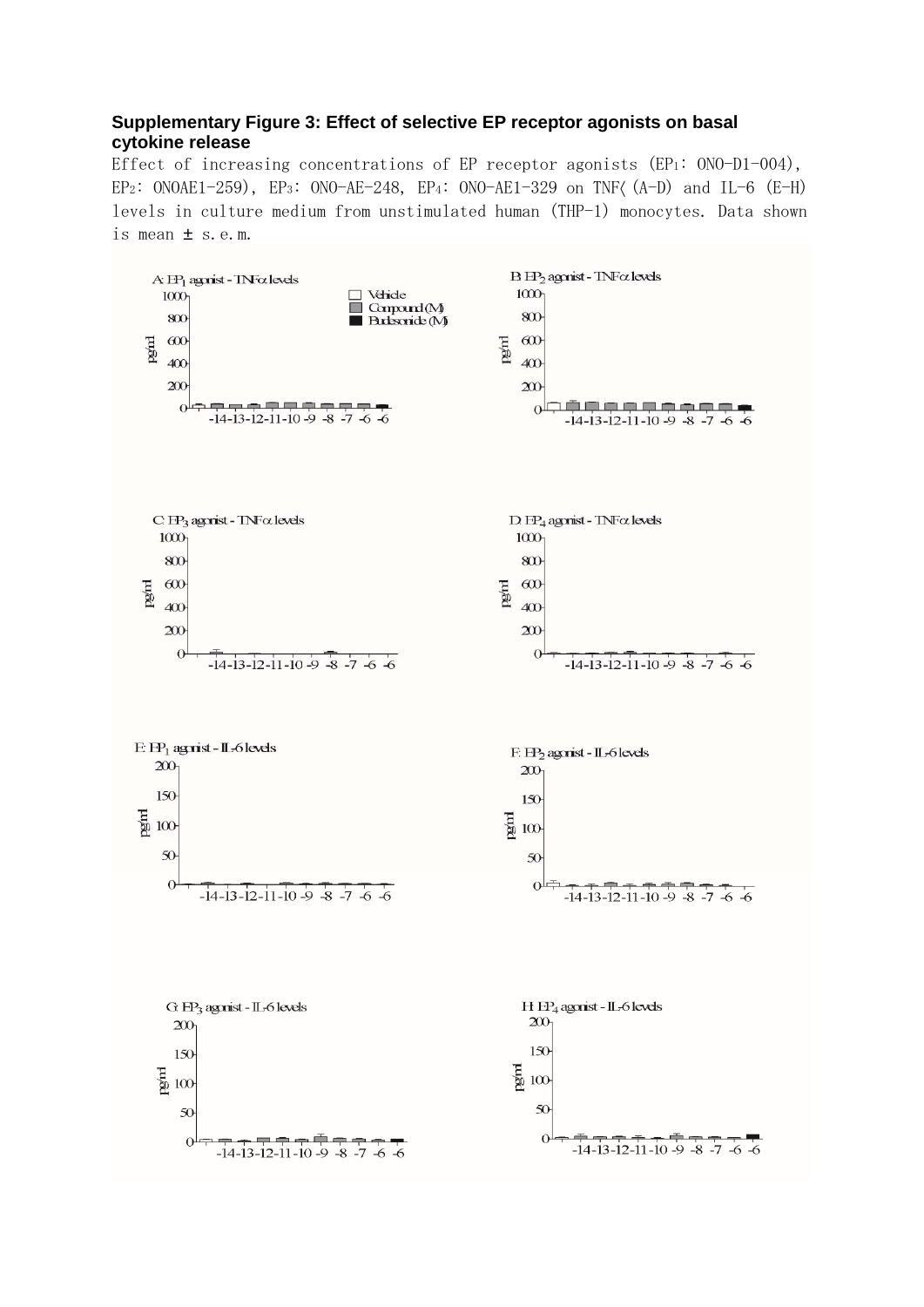**Supplementary Figure 3: Effect of selective EP receptor agonists on basal cytokine release**

Effect of increasing concentrations of EP receptor agonists ($EP_1$: ONO-D1-004), $EP_2$: ONOAE1-259), $EP_3$: ONO-AE-248, $EP_4$: ONO-AE1-329 on TNF〈 (A-D) and IL-6 (E-H) levels in culture medium from unstimulated human (THP-1) monocytes. Data shown is mean ± s.e.m.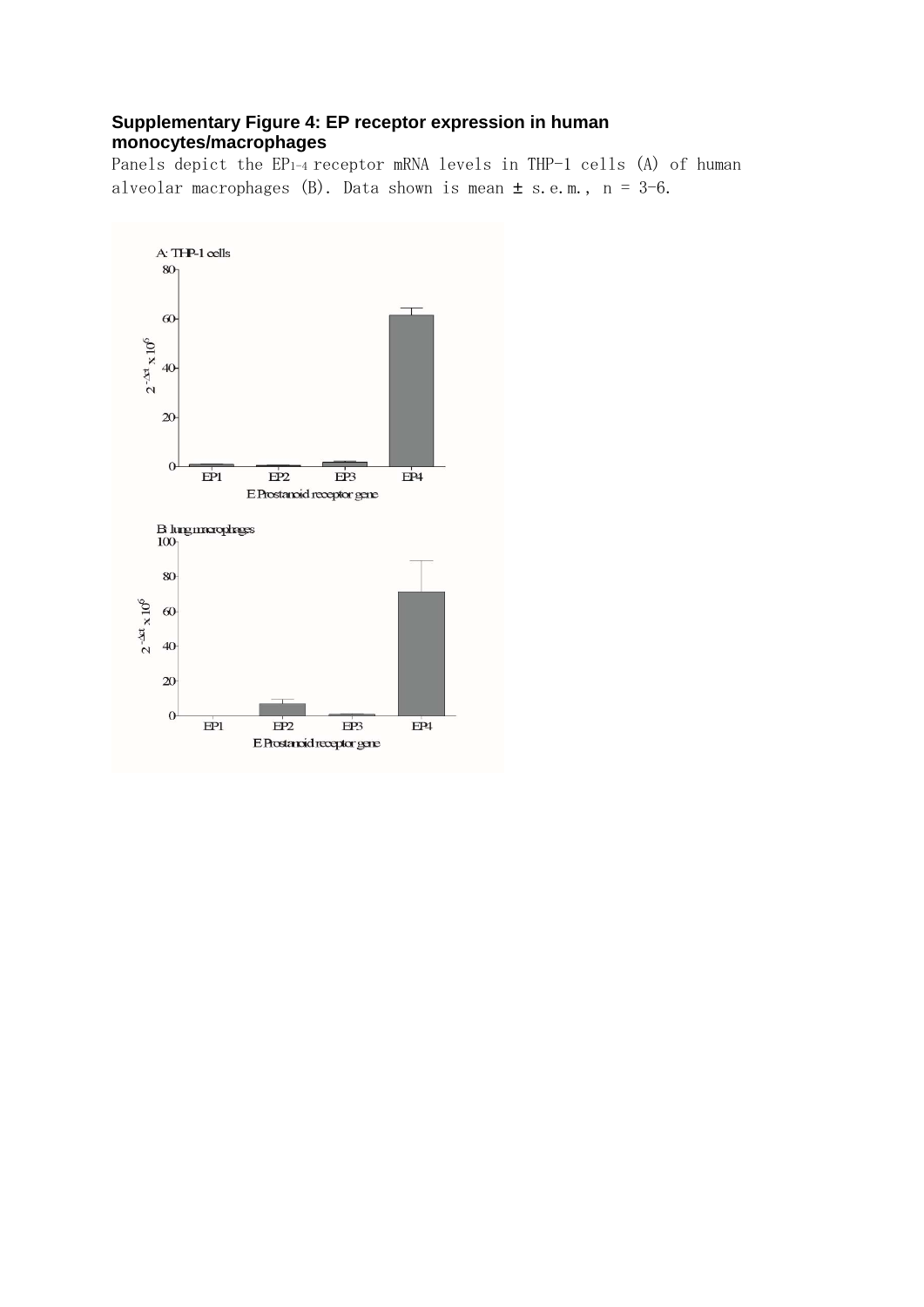**Supplementary Figure 4: EP receptor expression in human monocytes/macrophages**

Panels depict the $EP_{1-4}$ receptor mRNA levels in THP-1 cells (A) of human alveolar macrophages (B). Data shown is mean ± s.e.m., n = 3-6.

A: THP-1 cells

80

60

40

20

0

$2^{-\Delta ct} \times 10^6$

EP1 EP2 EP3 EP4

E Prostanoid receptor gene

B: lung macrophages

100

80

60

40

20

0

$2^{-\Delta ct} \times 10^6$

EP1 EP2 EP3 EP4

E Prostanoid receptor gene